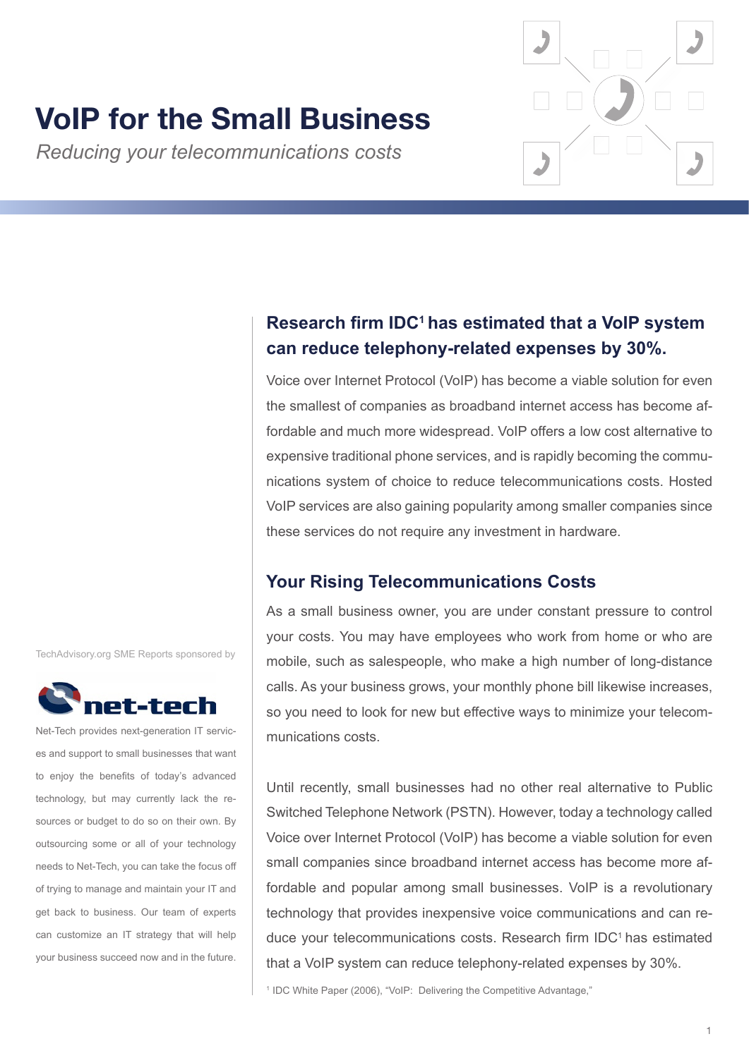# VoIP for the Small Business

*Reducing your telecommunications costs*

## Research firm IDC[1] has estimated that a VoIP system can reduce telephony-related expenses by 30%.

Voice over Internet Protocol (VoIP) has become a viable solution for even the smallest of companies as broadband internet access has become affordable and much more widespread. VoIP offers a low cost alternative to expensive traditional phone services, and is rapidly becoming the communications system of choice to reduce telecommunications costs. Hosted VoIP services are also gaining popularity among smaller companies since these services do not require any investment in hardware.

## Your Rising Telecommunications Costs

As a small business owner, you are under constant pressure to control your costs. You may have employees who work from home or who are mobile, such as salespeople, who make a high number of long-distance calls. As your business grows, your monthly phone bill likewise increases, so you need to look for new but effective ways to minimize your telecommunications costs.

Until recently, small businesses had no other real alternative to Public Switched Telephone Network (PSTN). However, today a technology called Voice over Internet Protocol (VoIP) has become a viable solution for even small companies since broadband internet access has become more affordable and popular among small businesses. VoIP is a revolutionary technology that provides inexpensive voice communications and can reduce your telecommunications costs. Research firm IDC[1] has estimated that a VoIP system can reduce telephony-related expenses by 30%.

[1] IDC White Paper (2006), "VoIP: Delivering the Competitive Advantage,"

TechAdvisory.org SME Reports sponsored by

**net-tech**

Net-Tech provides next-generation IT services and support to small businesses that want to enjoy the benefits of today's advanced technology, but may currently lack the resources or budget to do so on their own. By outsourcing some or all of your technology needs to Net-Tech, you can take the focus off of trying to manage and maintain your IT and get back to business. Our team of experts can customize an IT strategy that will help your business succeed now and in the future.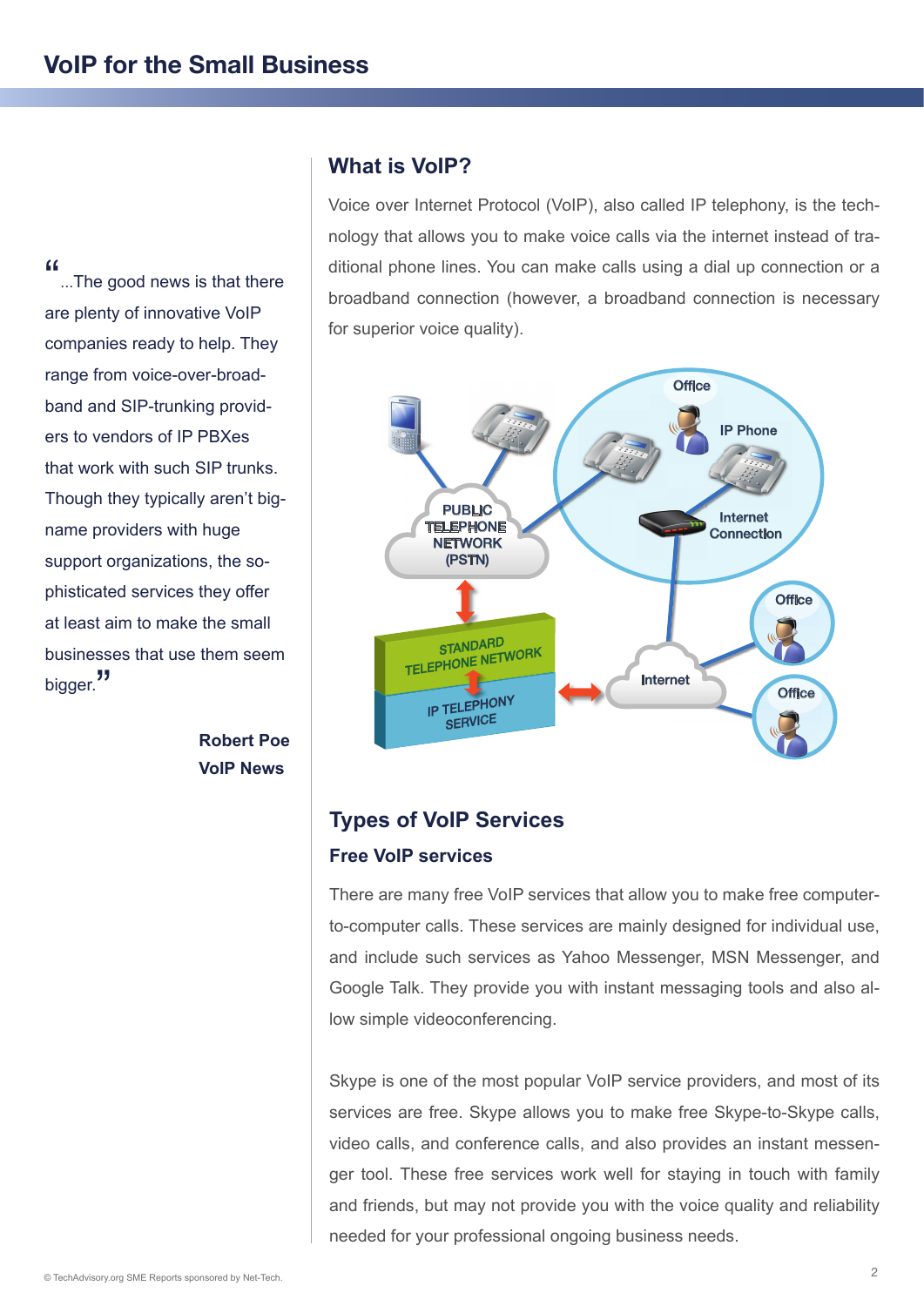## What is VoIP?

Voice over Internet Protocol (VoIP), also called IP telephony, is the technology that allows you to make voice calls via the internet instead of traditional phone lines. You can make calls using a dial up connection or a broadband connection (however, a broadband connection is necessary for superior voice quality).

> "...The good news is that there are plenty of innovative VoIP companies ready to help. They range from voice-over-broadband and SIP-trunking providers to vendors of IP PBXes that work with such SIP trunks. Though they typically aren't big-name providers with huge support organizations, the sophisticated services they offer at least aim to make the small businesses that use them seem bigger."
>
> **Robert Poe**
> **VoIP News**

## Types of VoIP Services

### Free VoIP services

There are many free VoIP services that allow you to make free computer-to-computer calls. These services are mainly designed for individual use, and include such services as Yahoo Messenger, MSN Messenger, and Google Talk. They provide you with instant messaging tools and also allow simple videoconferencing.

Skype is one of the most popular VoIP service providers, and most of its services are free. Skype allows you to make free Skype-to-Skype calls, video calls, and conference calls, and also provides an instant messenger tool. These free services work well for staying in touch with family and friends, but may not provide you with the voice quality and reliability needed for your professional ongoing business needs.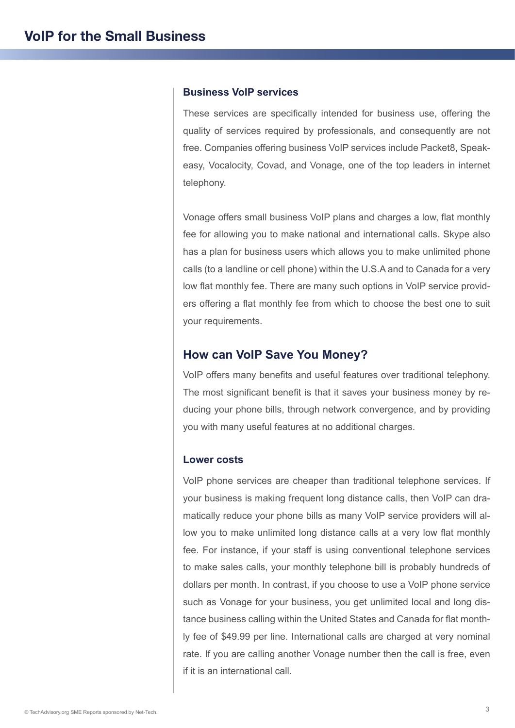### Business VoIP services

These services are specifically intended for business use, offering the quality of services required by professionals, and consequently are not free. Companies offering business VoIP services include Packet8, Speakeasy, Vocalocity, Covad, and Vonage, one of the top leaders in internet telephony.

Vonage offers small business VoIP plans and charges a low, flat monthly fee for allowing you to make national and international calls. Skype also has a plan for business users which allows you to make unlimited phone calls (to a landline or cell phone) within the U.S.A and to Canada for a very low flat monthly fee. There are many such options in VoIP service providers offering a flat monthly fee from which to choose the best one to suit your requirements.

## How can VoIP Save You Money?

VoIP offers many benefits and useful features over traditional telephony. The most significant benefit is that it saves your business money by reducing your phone bills, through network convergence, and by providing you with many useful features at no additional charges.

### Lower costs

VoIP phone services are cheaper than traditional telephone services. If your business is making frequent long distance calls, then VoIP can dramatically reduce your phone bills as many VoIP service providers will allow you to make unlimited long distance calls at a very low flat monthly fee. For instance, if your staff is using conventional telephone services to make sales calls, your monthly telephone bill is probably hundreds of dollars per month. In contrast, if you choose to use a VoIP phone service such as Vonage for your business, you get unlimited local and long distance business calling within the United States and Canada for flat monthly fee of $49.99 per line. International calls are charged at very nominal rate. If you are calling another Vonage number then the call is free, even if it is an international call.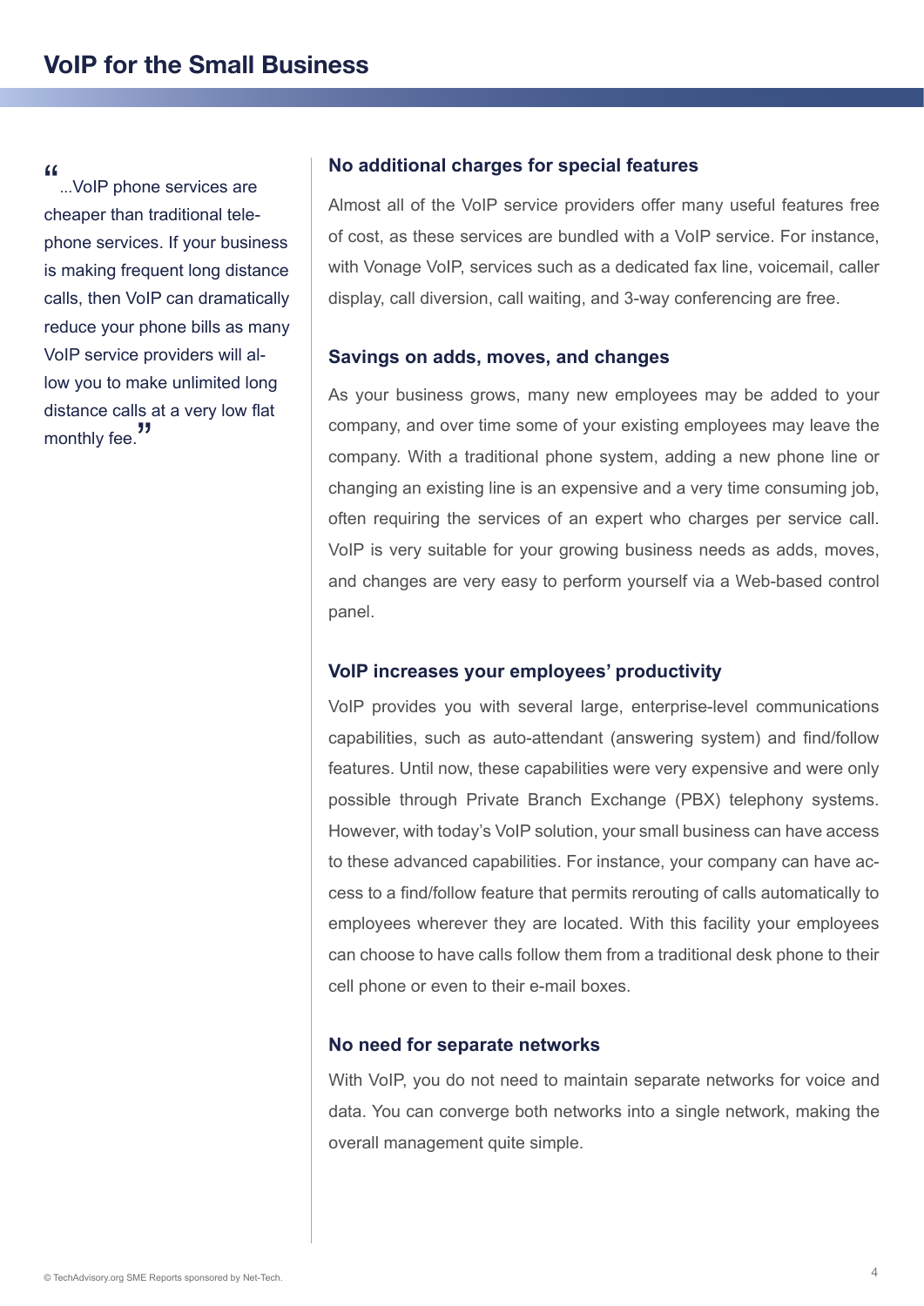> "...VoIP phone services are cheaper than traditional telephone services. If your business is making frequent long distance calls, then VoIP can dramatically reduce your phone bills as many VoIP service providers will allow you to make unlimited long distance calls at a very low flat monthly fee."

### No additional charges for special features

Almost all of the VoIP service providers offer many useful features free of cost, as these services are bundled with a VoIP service. For instance, with Vonage VoIP, services such as a dedicated fax line, voicemail, caller display, call diversion, call waiting, and 3-way conferencing are free.

### Savings on adds, moves, and changes

As your business grows, many new employees may be added to your company, and over time some of your existing employees may leave the company. With a traditional phone system, adding a new phone line or changing an existing line is an expensive and a very time consuming job, often requiring the services of an expert who charges per service call. VoIP is very suitable for your growing business needs as adds, moves, and changes are very easy to perform yourself via a Web-based control panel.

### VoIP increases your employees' productivity

VoIP provides you with several large, enterprise-level communications capabilities, such as auto-attendant (answering system) and find/follow features. Until now, these capabilities were very expensive and were only possible through Private Branch Exchange (PBX) telephony systems. However, with today's VoIP solution, your small business can have access to these advanced capabilities. For instance, your company can have access to a find/follow feature that permits rerouting of calls automatically to employees wherever they are located. With this facility your employees can choose to have calls follow them from a traditional desk phone to their cell phone or even to their e-mail boxes.

### No need for separate networks

With VoIP, you do not need to maintain separate networks for voice and data. You can converge both networks into a single network, making the overall management quite simple.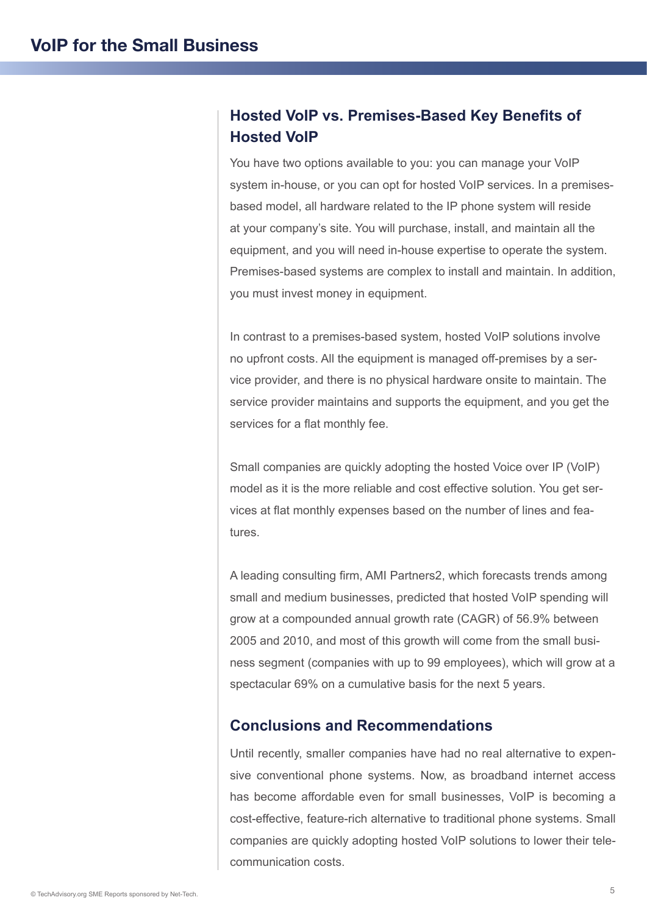## Hosted VoIP vs. Premises-Based Key Benefits of Hosted VoIP

You have two options available to you: you can manage your VoIP system in-house, or you can opt for hosted VoIP services. In a premises-based model, all hardware related to the IP phone system will reside at your company's site. You will purchase, install, and maintain all the equipment, and you will need in-house expertise to operate the system. Premises-based systems are complex to install and maintain. In addition, you must invest money in equipment.

In contrast to a premises-based system, hosted VoIP solutions involve no upfront costs. All the equipment is managed off-premises by a service provider, and there is no physical hardware onsite to maintain. The service provider maintains and supports the equipment, and you get the services for a flat monthly fee.

Small companies are quickly adopting the hosted Voice over IP (VoIP) model as it is the more reliable and cost effective solution. You get services at flat monthly expenses based on the number of lines and features.

A leading consulting firm, AMI Partners2, which forecasts trends among small and medium businesses, predicted that hosted VoIP spending will grow at a compounded annual growth rate (CAGR) of 56.9% between 2005 and 2010, and most of this growth will come from the small business segment (companies with up to 99 employees), which will grow at a spectacular 69% on a cumulative basis for the next 5 years.

## Conclusions and Recommendations

Until recently, smaller companies have had no real alternative to expensive conventional phone systems. Now, as broadband internet access has become affordable even for small businesses, VoIP is becoming a cost-effective, feature-rich alternative to traditional phone systems. Small companies are quickly adopting hosted VoIP solutions to lower their telecommunication costs.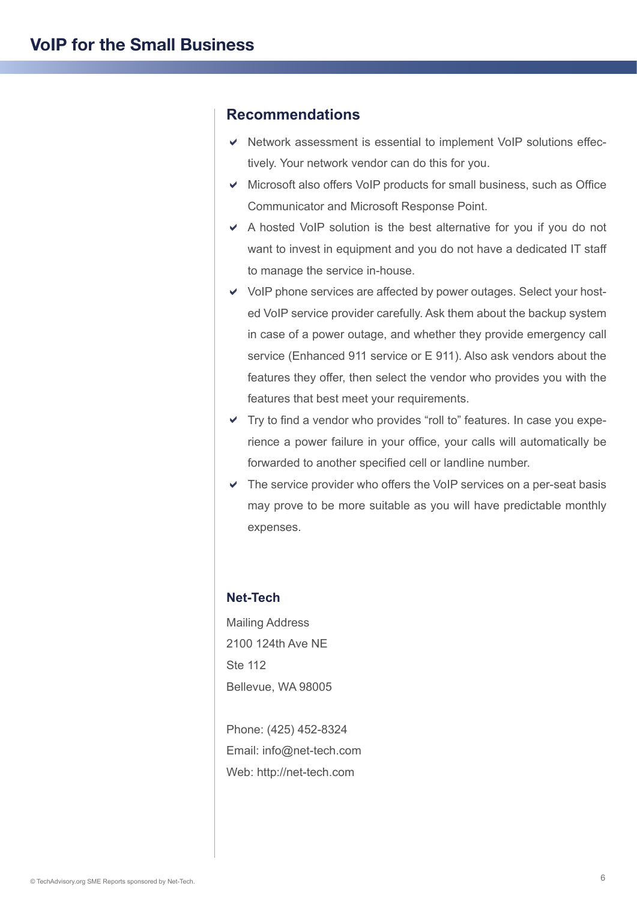## Recommendations

- Network assessment is essential to implement VoIP solutions effectively. Your network vendor can do this for you.
- Microsoft also offers VoIP products for small business, such as Office Communicator and Microsoft Response Point.
- A hosted VoIP solution is the best alternative for you if you do not want to invest in equipment and you do not have a dedicated IT staff to manage the service in-house.
- VoIP phone services are affected by power outages. Select your hosted VoIP service provider carefully. Ask them about the backup system in case of a power outage, and whether they provide emergency call service (Enhanced 911 service or E 911). Also ask vendors about the features they offer, then select the vendor who provides you with the features that best meet your requirements.
- Try to find a vendor who provides "roll to" features. In case you experience a power failure in your office, your calls will automatically be forwarded to another specified cell or landline number.
- The service provider who offers the VoIP services on a per-seat basis may prove to be more suitable as you will have predictable monthly expenses.

### Net-Tech

Mailing Address
2100 124th Ave NE
Ste 112
Bellevue, WA 98005

Phone: (425) 452-8324
Email: info@net-tech.com
Web: http://net-tech.com

© TechAdvisory.org SME Reports sponsored by Net-Tech.